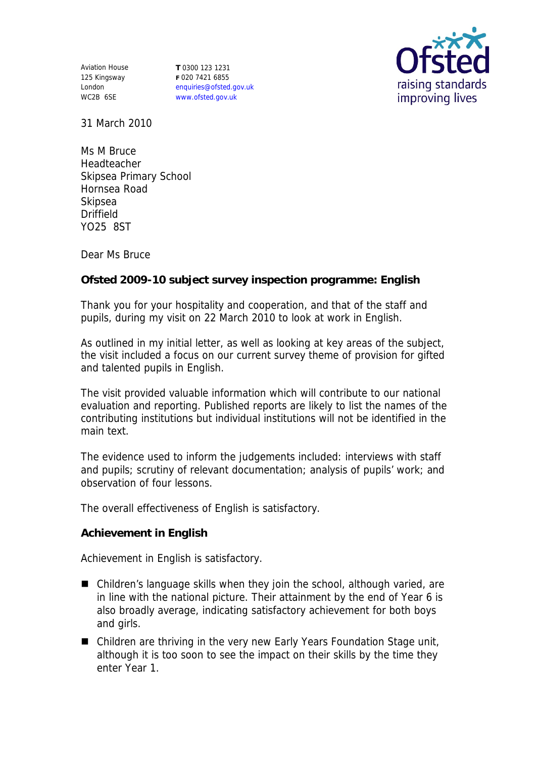Aviation House
125 Kingsway
London
WC2B 6SE

**T** 0300 123 1231
**F** 020 7421 6855
enquiries@ofsted.gov.uk
www.ofsted.gov.uk

31 March 2010

Ms M Bruce
Headteacher
Skipsea Primary School
Hornsea Road
Skipsea
Driffield
YO25 8ST

Dear Ms Bruce

**Ofsted 2009-10 subject survey inspection programme: English**

Thank you for your hospitality and cooperation, and that of the staff and pupils, during my visit on 22 March 2010 to look at work in English.

As outlined in my initial letter, as well as looking at key areas of the subject, the visit included a focus on our current survey theme of provision for gifted and talented pupils in English.

The visit provided valuable information which will contribute to our national evaluation and reporting. Published reports are likely to list the names of the contributing institutions but individual institutions will not be identified in the main text.

The evidence used to inform the judgements included: interviews with staff and pupils; scrutiny of relevant documentation; analysis of pupils' work; and observation of four lessons.

The overall effectiveness of English is satisfactory.

**Achievement in English**

Achievement in English is satisfactory.

- Children's language skills when they join the school, although varied, are in line with the national picture. Their attainment by the end of Year 6 is also broadly average, indicating satisfactory achievement for both boys and girls.
- Children are thriving in the very new Early Years Foundation Stage unit, although it is too soon to see the impact on their skills by the time they enter Year 1.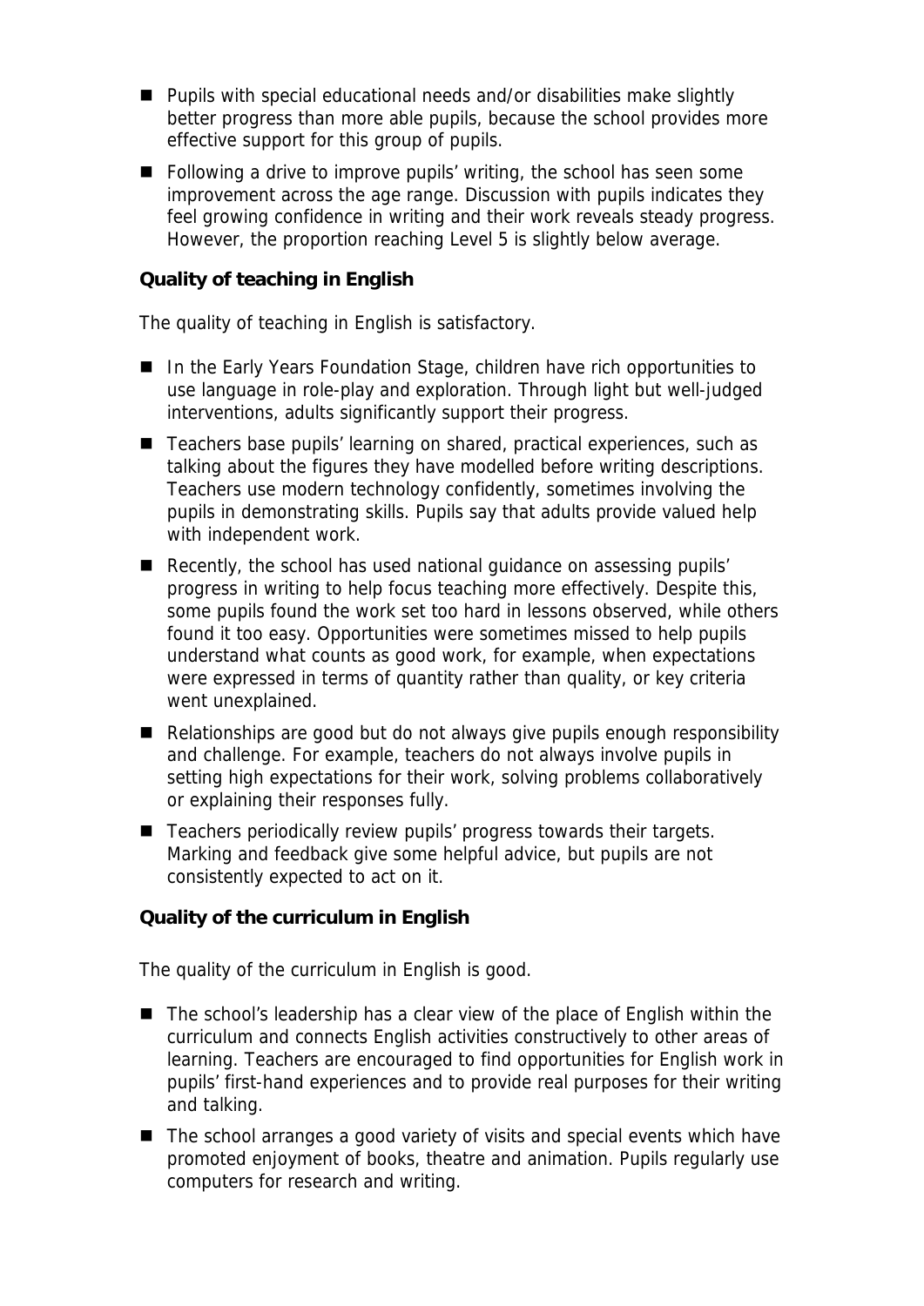- Pupils with special educational needs and/or disabilities make slightly better progress than more able pupils, because the school provides more effective support for this group of pupils.
- Following a drive to improve pupils' writing, the school has seen some improvement across the age range. Discussion with pupils indicates they feel growing confidence in writing and their work reveals steady progress. However, the proportion reaching Level 5 is slightly below average.

**Quality of teaching in English**

The quality of teaching in English is satisfactory.

- In the Early Years Foundation Stage, children have rich opportunities to use language in role-play and exploration. Through light but well-judged interventions, adults significantly support their progress.
- Teachers base pupils' learning on shared, practical experiences, such as talking about the figures they have modelled before writing descriptions. Teachers use modern technology confidently, sometimes involving the pupils in demonstrating skills. Pupils say that adults provide valued help with independent work.
- Recently, the school has used national guidance on assessing pupils' progress in writing to help focus teaching more effectively. Despite this, some pupils found the work set too hard in lessons observed, while others found it too easy. Opportunities were sometimes missed to help pupils understand what counts as good work, for example, when expectations were expressed in terms of quantity rather than quality, or key criteria went unexplained.
- Relationships are good but do not always give pupils enough responsibility and challenge. For example, teachers do not always involve pupils in setting high expectations for their work, solving problems collaboratively or explaining their responses fully.
- Teachers periodically review pupils' progress towards their targets. Marking and feedback give some helpful advice, but pupils are not consistently expected to act on it.

**Quality of the curriculum in English**

The quality of the curriculum in English is good.

- The school's leadership has a clear view of the place of English within the curriculum and connects English activities constructively to other areas of learning. Teachers are encouraged to find opportunities for English work in pupils' first-hand experiences and to provide real purposes for their writing and talking.
- The school arranges a good variety of visits and special events which have promoted enjoyment of books, theatre and animation. Pupils regularly use computers for research and writing.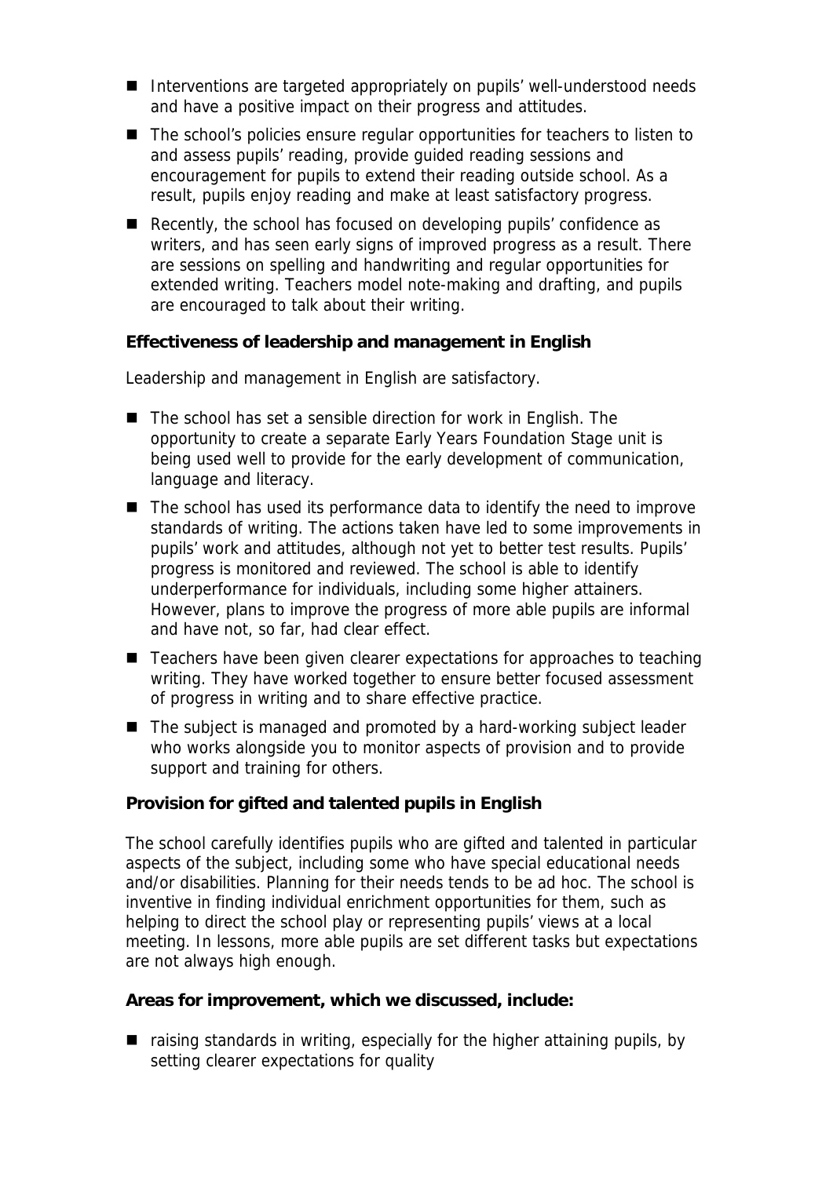- Interventions are targeted appropriately on pupils' well-understood needs and have a positive impact on their progress and attitudes.
- The school's policies ensure regular opportunities for teachers to listen to and assess pupils' reading, provide guided reading sessions and encouragement for pupils to extend their reading outside school. As a result, pupils enjoy reading and make at least satisfactory progress.
- Recently, the school has focused on developing pupils' confidence as writers, and has seen early signs of improved progress as a result. There are sessions on spelling and handwriting and regular opportunities for extended writing. Teachers model note-making and drafting, and pupils are encouraged to talk about their writing.

**Effectiveness of leadership and management in English**

Leadership and management in English are satisfactory.

- The school has set a sensible direction for work in English. The opportunity to create a separate Early Years Foundation Stage unit is being used well to provide for the early development of communication, language and literacy.
- The school has used its performance data to identify the need to improve standards of writing. The actions taken have led to some improvements in pupils' work and attitudes, although not yet to better test results. Pupils' progress is monitored and reviewed. The school is able to identify underperformance for individuals, including some higher attainers. However, plans to improve the progress of more able pupils are informal and have not, so far, had clear effect.
- Teachers have been given clearer expectations for approaches to teaching writing. They have worked together to ensure better focused assessment of progress in writing and to share effective practice.
- The subject is managed and promoted by a hard-working subject leader who works alongside you to monitor aspects of provision and to provide support and training for others.

**Provision for gifted and talented pupils in English**

The school carefully identifies pupils who are gifted and talented in particular aspects of the subject, including some who have special educational needs and/or disabilities. Planning for their needs tends to be ad hoc. The school is inventive in finding individual enrichment opportunities for them, such as helping to direct the school play or representing pupils' views at a local meeting. In lessons, more able pupils are set different tasks but expectations are not always high enough.

**Areas for improvement, which we discussed, include:**

- raising standards in writing, especially for the higher attaining pupils, by setting clearer expectations for quality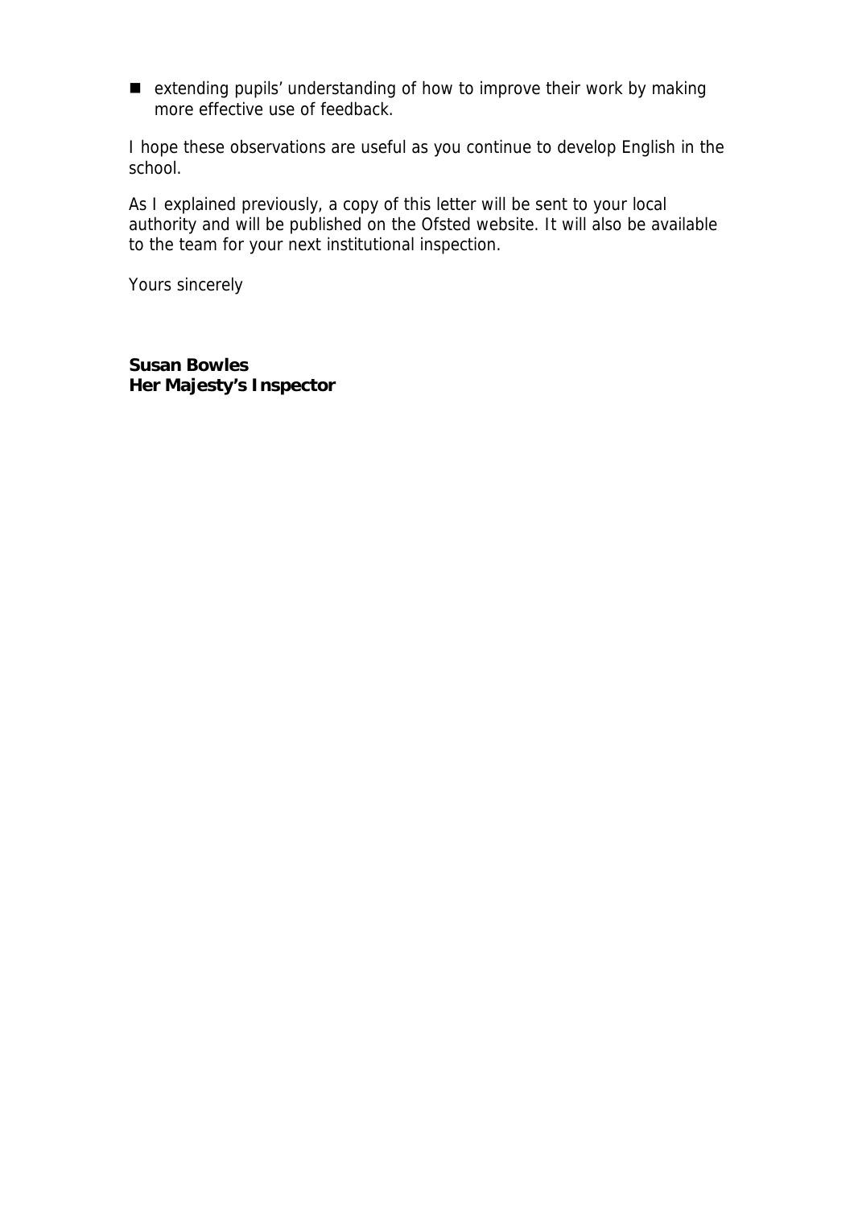- extending pupils' understanding of how to improve their work by making more effective use of feedback.

I hope these observations are useful as you continue to develop English in the school.

As I explained previously, a copy of this letter will be sent to your local authority and will be published on the Ofsted website. It will also be available to the team for your next institutional inspection.

Yours sincerely

**Susan Bowles**
**Her Majesty's Inspector**